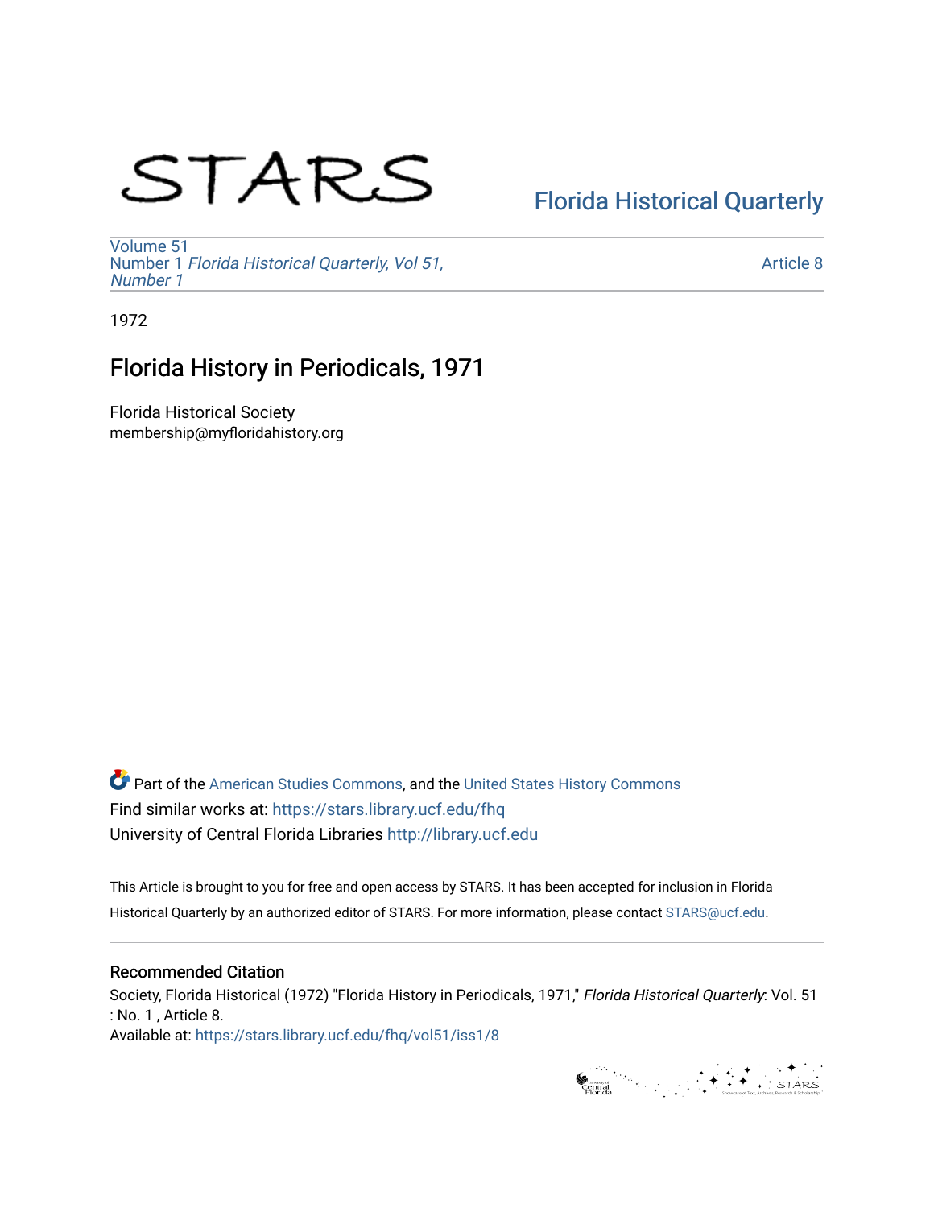STARS

Florida Historical Quarterly

Volume 51
Number 1 *Florida Historical Quarterly, Vol 51, Number 1*

Article 8

1972

# Florida History in Periodicals, 1971

Florida Historical Society
membership@myfloridahistory.org

Part of the American Studies Commons, and the United States History Commons
Find similar works at: https://stars.library.ucf.edu/fhq
University of Central Florida Libraries http://library.ucf.edu

This Article is brought to you for free and open access by STARS. It has been accepted for inclusion in Florida Historical Quarterly by an authorized editor of STARS. For more information, please contact STARS@ucf.edu.

## Recommended Citation

Society, Florida Historical (1972) "Florida History in Periodicals, 1971," *Florida Historical Quarterly*: Vol. 51 : No. 1 , Article 8.
Available at: https://stars.library.ucf.edu/fhq/vol51/iss1/8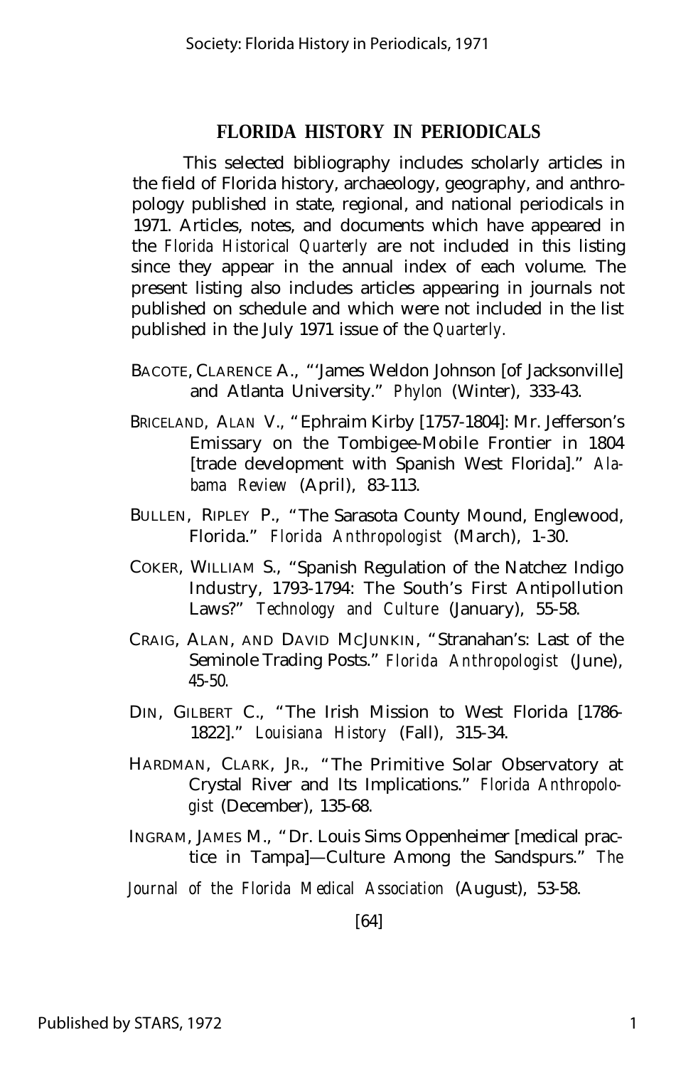## FLORIDA HISTORY IN PERIODICALS

This selected bibliography includes scholarly articles in the field of Florida history, archaeology, geography, and anthropology published in state, regional, and national periodicals in 1971. Articles, notes, and documents which have appeared in the *Florida Historical Quarterly* are not included in this listing since they appear in the annual index of each volume. The present listing also includes articles appearing in journals not published on schedule and which were not included in the list published in the July 1971 issue of the *Quarterly.*

BACOTE, CLARENCE A., "'James Weldon Johnson [of Jacksonville] and Atlanta University." *Phylon* (Winter), 333-43.

BRICELAND, ALAN V., "Ephraim Kirby [1757-1804]: Mr. Jefferson's Emissary on the Tombigee-Mobile Frontier in 1804 [trade development with Spanish West Florida]." *Alabama Review* (April), 83-113.

BULLEN, RIPLEY P., "The Sarasota County Mound, Englewood, Florida." *Florida Anthropologist* (March), 1-30.

COKER, WILLIAM S., "Spanish Regulation of the Natchez Indigo Industry, 1793-1794: The South's First Antipollution Laws?" *Technology and Culture* (January), 55-58.

CRAIG, ALAN, AND DAVID MCJUNKIN, "Stranahan's: Last of the Seminole Trading Posts." *Florida Anthropologist* (June), 45-50.

DIN, GILBERT C., "The Irish Mission to West Florida [1786-1822]." *Louisiana History* (Fall), 315-34.

HARDMAN, CLARK, JR., "The Primitive Solar Observatory at Crystal River and Its Implications." *Florida Anthropologist* (December), 135-68.

INGRAM, JAMES M., "Dr. Louis Sims Oppenheimer [medical practice in Tampa]—Culture Among the Sandspurs." *The Journal of the Florida Medical Association* (August), 53-58.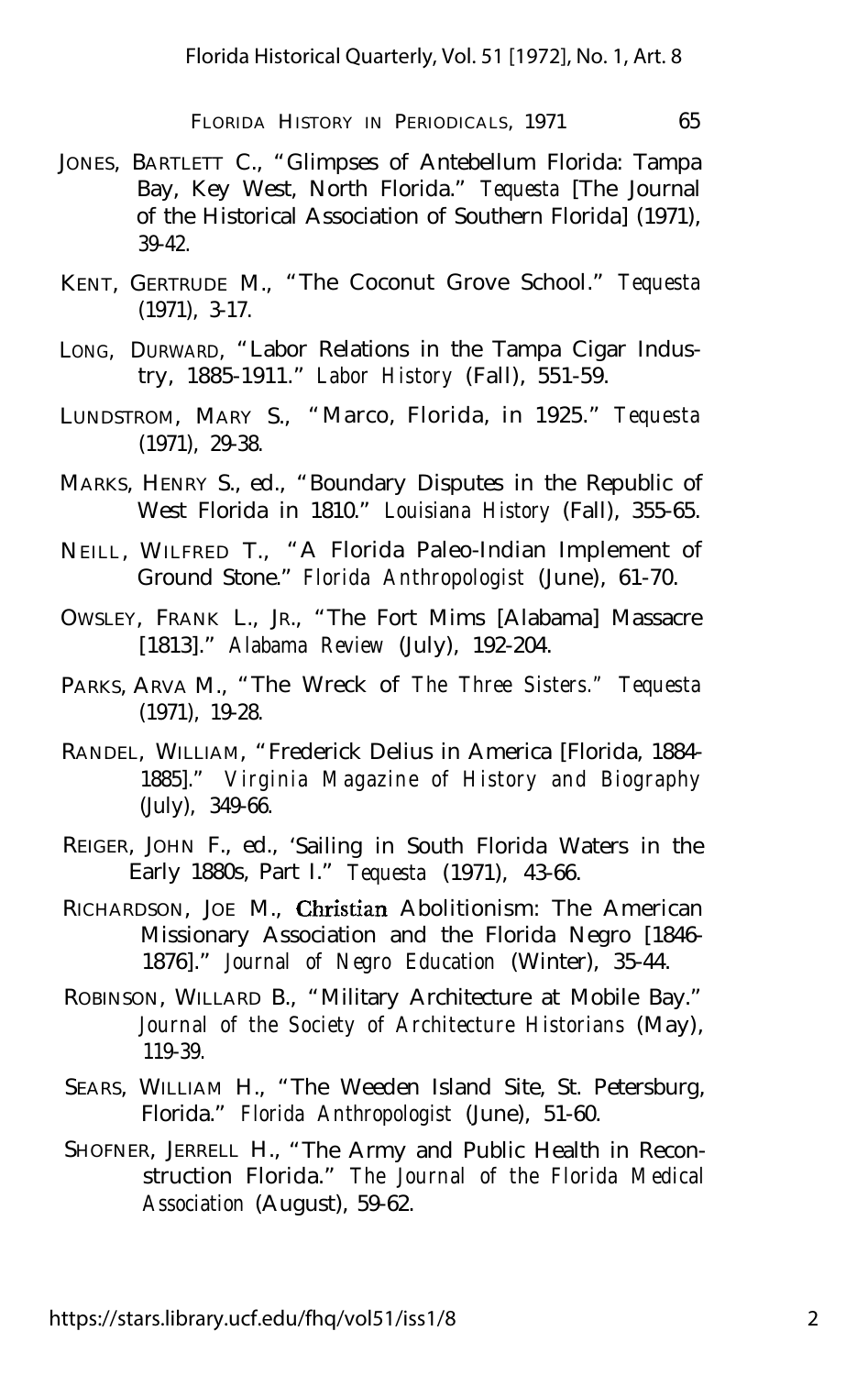JONES, BARTLETT C., "Glimpses of Antebellum Florida: Tampa Bay, Key West, North Florida." *Tequesta* [The Journal of the Historical Association of Southern Florida] (1971), 39-42.

KENT, GERTRUDE M., "The Coconut Grove School." *Tequesta* (1971), 3-17.

LONG, DURWARD, "Labor Relations in the Tampa Cigar Industry, 1885-1911." *Labor History* (Fall), 551-59.

LUNDSTROM, MARY S., "Marco, Florida, in 1925." *Tequesta* (1971), 29-38.

MARKS, HENRY S., ed., "Boundary Disputes in the Republic of West Florida in 1810." *Louisiana History* (Fall), 355-65.

NEILL, WILFRED T., "A Florida Paleo-Indian Implement of Ground Stone." *Florida Anthropologist* (June), 61-70.

OWSLEY, FRANK L., JR., "The Fort Mims [Alabama] Massacre [1813]." *Alabama Review* (July), 192-204.

PARKS, ARVA M., "The Wreck of *The Three Sisters." Tequesta* (1971), 19-28.

RANDEL, WILLIAM, "Frederick Delius in America [Florida, 1884-1885]." *Virginia Magazine of History and Biography* (July), 349-66.

REIGER, JOHN F., ed., 'Sailing in South Florida Waters in the Early 1880s, Part I." *Tequesta* (1971), 43-66.

RICHARDSON, JOE M., Christian Abolitionism: The American Missionary Association and the Florida Negro [1846-1876]." *Journal of Negro Education* (Winter), 35-44.

ROBINSON, WILLARD B., "Military Architecture at Mobile Bay." *Journal of the Society of Architecture Historians* (May), 119-39.

SEARS, WILLIAM H., "The Weeden Island Site, St. Petersburg, Florida." *Florida Anthropologist* (June), 51-60.

SHOFNER, JERRELL H., "The Army and Public Health in Reconstruction Florida." *The Journal of the Florida Medical Association* (August), 59-62.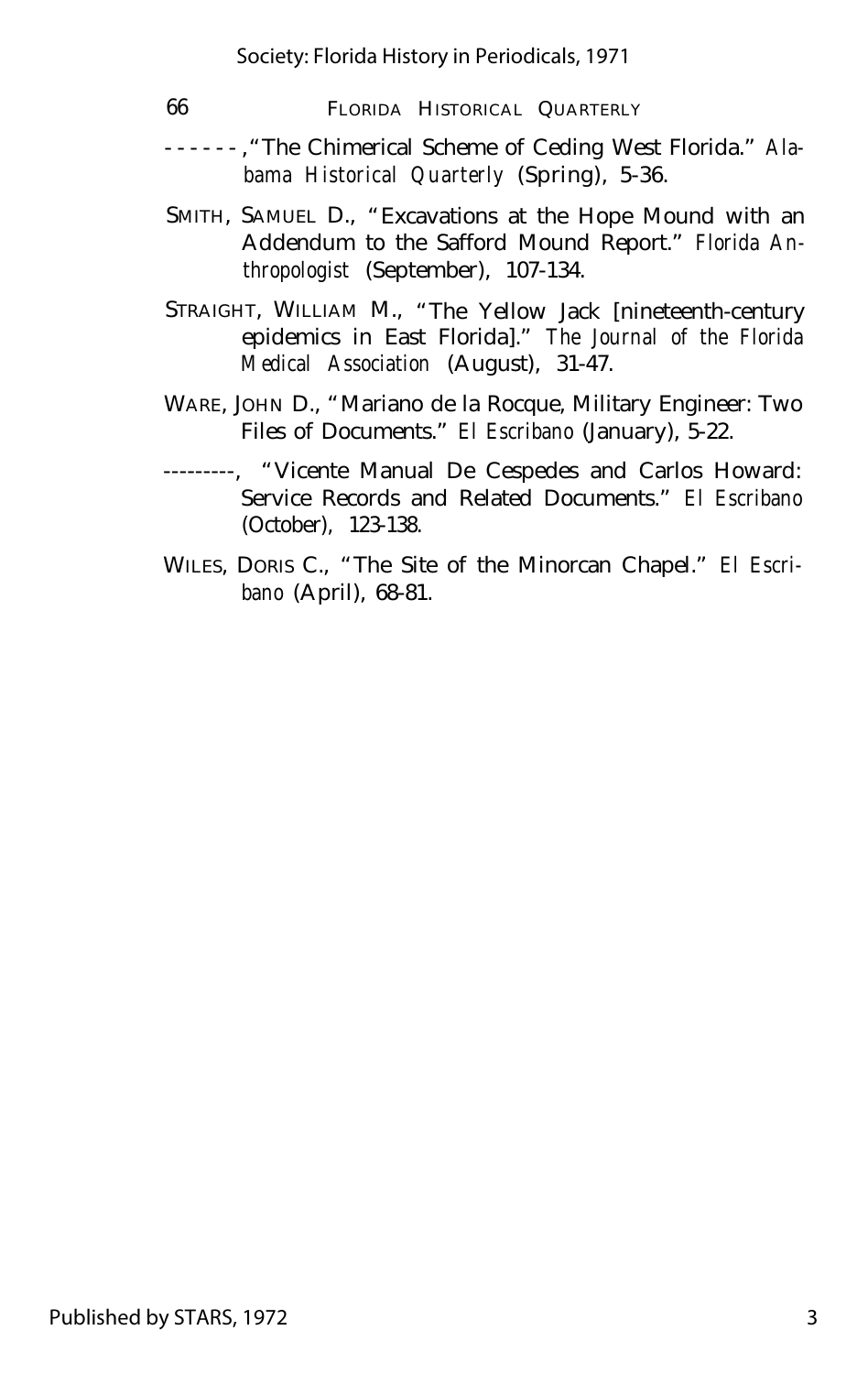- - - - - - ,"The Chimerical Scheme of Ceding West Florida." *Alabama Historical Quarterly* (Spring), 5-36.

SMITH, SAMUEL D., "Excavations at the Hope Mound with an Addendum to the Safford Mound Report." *Florida Anthropologist* (September), 107-134.

STRAIGHT, WILLIAM M., "The Yellow Jack [nineteenth-century epidemics in East Florida]." *The Journal of the Florida Medical Association* (August), 31-47.

WARE, JOHN D., "Mariano de la Rocque, Military Engineer: Two Files of Documents." *El Escribano* (January), 5-22.

---------, "Vicente Manual De Cespedes and Carlos Howard: Service Records and Related Documents." *El Escribano* (October), 123-138.

WILES, DORIS C., "The Site of the Minorcan Chapel." *El Escribano* (April), 68-81.